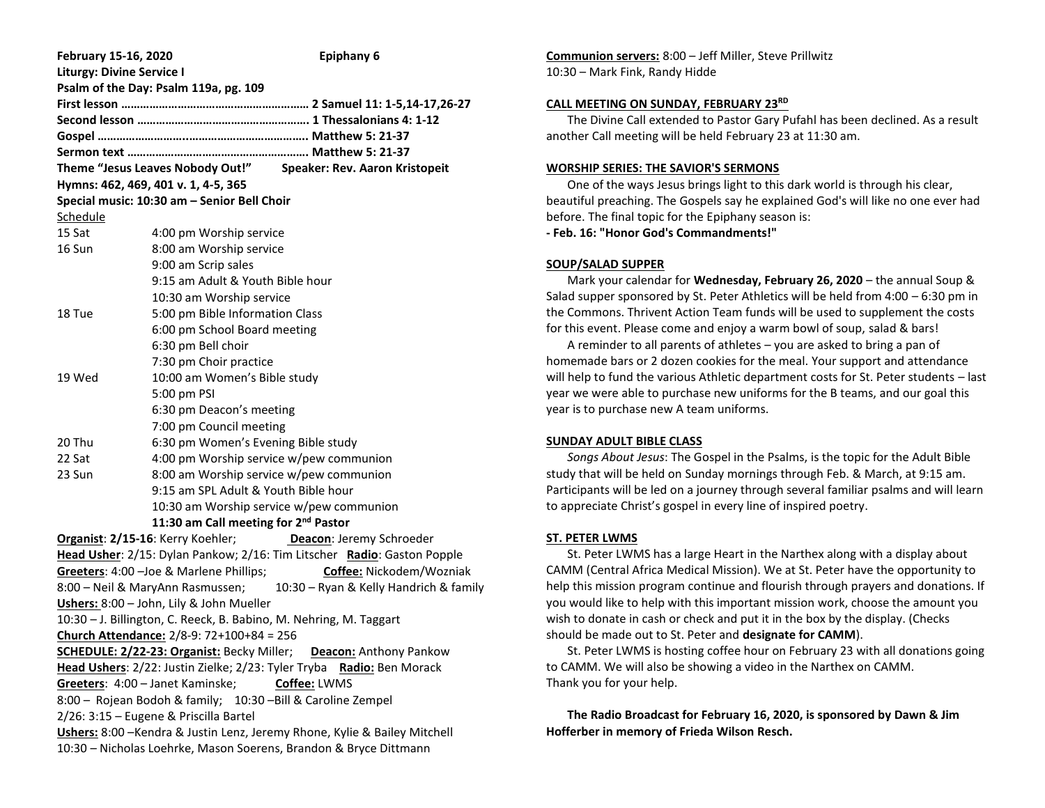**February 15-16, 2020** **Epiphany 6**

**Liturgy: Divine Service I**

**Psalm of the Day: Psalm 119a, pg. 109**

**First lesson …………………………………………………. 2 Samuel 11: 1-5,14-17,26-27**

**Second lesson ……………………………………………… 1 Thessalonians 4: 1-12**

**Gospel ……………………….……………………………….. Matthew 5: 21-37**

**Sermon text ……………………………………………….. Matthew 5: 21-37**

**Theme "Jesus Leaves Nobody Out!"** **Speaker: Rev. Aaron Kristopeit**

**Hymns: 462, 469, 401 v. 1, 4-5, 365**

**Special music: 10:30 am – Senior Bell Choir**

Schedule

| | |
|---|---|
| 15 Sat | 4:00 pm Worship service |
| 16 Sun | 8:00 am Worship service |
| | 9:00 am Scrip sales |
| | 9:15 am Adult & Youth Bible hour |
| | 10:30 am Worship service |
| 18 Tue | 5:00 pm Bible Information Class |
| | 6:00 pm School Board meeting |
| | 6:30 pm Bell choir |
| | 7:30 pm Choir practice |
| 19 Wed | 10:00 am Women's Bible study |
| | 5:00 pm PSI |
| | 6:30 pm Deacon's meeting |
| | 7:00 pm Council meeting |
| 20 Thu | 6:30 pm Women's Evening Bible study |
| 22 Sat | 4:00 pm Worship service w/pew communion |
| 23 Sun | 8:00 am Worship service w/pew communion |
| | 9:15 am SPL Adult & Youth Bible hour |
| | 10:30 am Worship service w/pew communion |
| | **11:30 am Call meeting for 2nd Pastor** |

**Organist**: **2/15-16**: Kerry Koehler; **Deacon**: Jeremy Schroeder

**Head Usher**: 2/15: Dylan Pankow; 2/16: Tim Litscher **Radio**: Gaston Popple

**Greeters**: 4:00 –Joe & Marlene Phillips; **Coffee:** Nickodem/Wozniak

8:00 – Neil & MaryAnn Rasmussen; 10:30 – Ryan & Kelly Handrich & family

**Ushers:** 8:00 – John, Lily & John Mueller

10:30 – J. Billington, C. Reeck, B. Babino, M. Nehring, M. Taggart

**Church Attendance:** 2/8-9: 72+100+84 = 256

**SCHEDULE: 2/22-23: Organist:** Becky Miller; **Deacon:** Anthony Pankow

**Head Ushers**: 2/22: Justin Zielke; 2/23: Tyler Tryba **Radio:** Ben Morack

**Greeters**: 4:00 – Janet Kaminske; **Coffee:** LWMS

8:00 – Rojean Bodoh & family; 10:30 –Bill & Caroline Zempel

2/26: 3:15 – Eugene & Priscilla Bartel

**Ushers:** 8:00 –Kendra & Justin Lenz, Jeremy Rhone, Kylie & Bailey Mitchell

10:30 – Nicholas Loehrke, Mason Soerens, Brandon & Bryce Dittmann

**Communion servers:** 8:00 – Jeff Miller, Steve Prillwitz
10:30 – Mark Fink, Randy Hidde

## CALL MEETING ON SUNDAY, FEBRUARY 23RD

The Divine Call extended to Pastor Gary Pufahl has been declined. As a result another Call meeting will be held February 23 at 11:30 am.

## WORSHIP SERIES: THE SAVIOR'S SERMONS

One of the ways Jesus brings light to this dark world is through his clear, beautiful preaching. The Gospels say he explained God's will like no one ever had before. The final topic for the Epiphany season is:

**- Feb. 16: "Honor God's Commandments!"**

## SOUP/SALAD SUPPER

Mark your calendar for **Wednesday, February 26, 2020** – the annual Soup & Salad supper sponsored by St. Peter Athletics will be held from 4:00 – 6:30 pm in the Commons. Thrivent Action Team funds will be used to supplement the costs for this event. Please come and enjoy a warm bowl of soup, salad & bars!

A reminder to all parents of athletes – you are asked to bring a pan of homemade bars or 2 dozen cookies for the meal. Your support and attendance will help to fund the various Athletic department costs for St. Peter students – last year we were able to purchase new uniforms for the B teams, and our goal this year is to purchase new A team uniforms.

## SUNDAY ADULT BIBLE CLASS

*Songs About Jesus*: The Gospel in the Psalms, is the topic for the Adult Bible study that will be held on Sunday mornings through Feb. & March, at 9:15 am. Participants will be led on a journey through several familiar psalms and will learn to appreciate Christ's gospel in every line of inspired poetry.

## ST. PETER LWMS

St. Peter LWMS has a large Heart in the Narthex along with a display about CAMM (Central Africa Medical Mission). We at St. Peter have the opportunity to help this mission program continue and flourish through prayers and donations. If you would like to help with this important mission work, choose the amount you wish to donate in cash or check and put it in the box by the display. (Checks should be made out to St. Peter and **designate for CAMM**).

St. Peter LWMS is hosting coffee hour on February 23 with all donations going to CAMM. We will also be showing a video in the Narthex on CAMM.
Thank you for your help.

**The Radio Broadcast for February 16, 2020, is sponsored by Dawn & Jim Hofferber in memory of Frieda Wilson Resch.**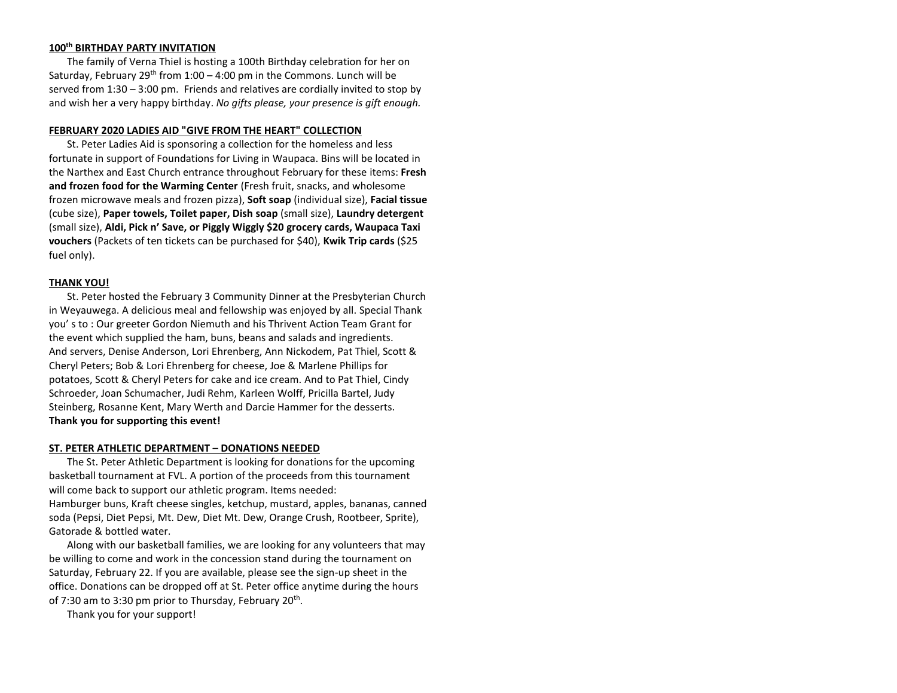**100th BIRTHDAY PARTY INVITATION**

The family of Verna Thiel is hosting a 100th Birthday celebration for her on Saturday, February 29th from 1:00 – 4:00 pm in the Commons. Lunch will be served from 1:30 – 3:00 pm. Friends and relatives are cordially invited to stop by and wish her a very happy birthday. *No gifts please, your presence is gift enough.*

**FEBRUARY 2020 LADIES AID "GIVE FROM THE HEART" COLLECTION**

St. Peter Ladies Aid is sponsoring a collection for the homeless and less fortunate in support of Foundations for Living in Waupaca. Bins will be located in the Narthex and East Church entrance throughout February for these items: **Fresh and frozen food for the Warming Center** (Fresh fruit, snacks, and wholesome frozen microwave meals and frozen pizza), **Soft soap** (individual size), **Facial tissue** (cube size), **Paper towels, Toilet paper, Dish soap** (small size), **Laundry detergent** (small size), **Aldi, Pick n' Save, or Piggly Wiggly $20 grocery cards, Waupaca Taxi vouchers** (Packets of ten tickets can be purchased for $40), **Kwik Trip cards** ($25 fuel only).

**THANK YOU!**

St. Peter hosted the February 3 Community Dinner at the Presbyterian Church in Weyauwega. A delicious meal and fellowship was enjoyed by all. Special Thank you' s to : Our greeter Gordon Niemuth and his Thrivent Action Team Grant for the event which supplied the ham, buns, beans and salads and ingredients. And servers, Denise Anderson, Lori Ehrenberg, Ann Nickodem, Pat Thiel, Scott & Cheryl Peters; Bob & Lori Ehrenberg for cheese, Joe & Marlene Phillips for potatoes, Scott & Cheryl Peters for cake and ice cream. And to Pat Thiel, Cindy Schroeder, Joan Schumacher, Judi Rehm, Karleen Wolff, Pricilla Bartel, Judy Steinberg, Rosanne Kent, Mary Werth and Darcie Hammer for the desserts. **Thank you for supporting this event!**

**ST. PETER ATHLETIC DEPARTMENT – DONATIONS NEEDED**

The St. Peter Athletic Department is looking for donations for the upcoming basketball tournament at FVL. A portion of the proceeds from this tournament will come back to support our athletic program. Items needed: Hamburger buns, Kraft cheese singles, ketchup, mustard, apples, bananas, canned soda (Pepsi, Diet Pepsi, Mt. Dew, Diet Mt. Dew, Orange Crush, Rootbeer, Sprite), Gatorade & bottled water.

Along with our basketball families, we are looking for any volunteers that may be willing to come and work in the concession stand during the tournament on Saturday, February 22. If you are available, please see the sign-up sheet in the office. Donations can be dropped off at St. Peter office anytime during the hours of 7:30 am to 3:30 pm prior to Thursday, February 20th.

Thank you for your support!